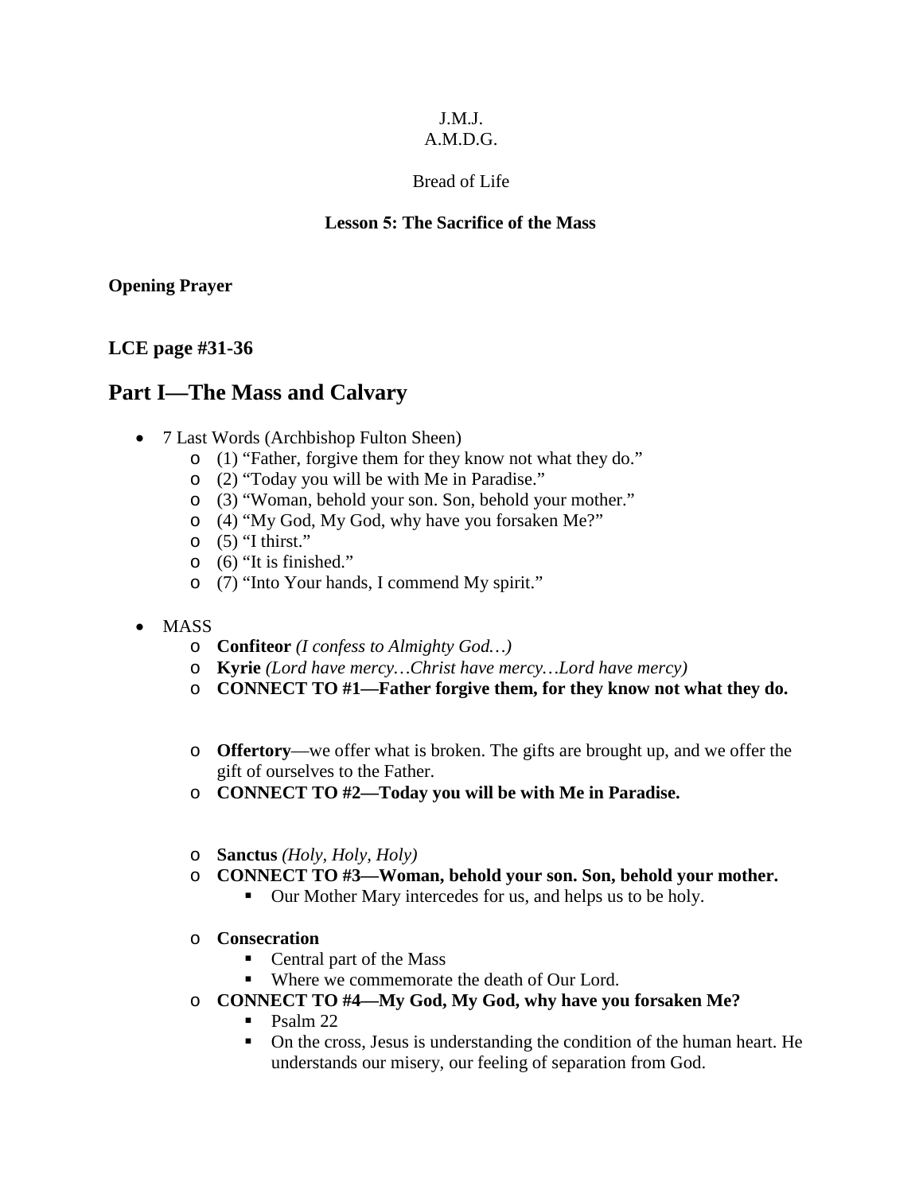J.M.J.
A.M.D.G.

Bread of Life

**Lesson 5: The Sacrifice of the Mass**

**Opening Prayer**

**LCE page #31-36**

## Part I—The Mass and Calvary

- 7 Last Words (Archbishop Fulton Sheen)
  - (1) “Father, forgive them for they know not what they do.”
  - (2) “Today you will be with Me in Paradise.”
  - (3) “Woman, behold your son. Son, behold your mother.”
  - (4) “My God, My God, why have you forsaken Me?”
  - (5) “I thirst.”
  - (6) “It is finished.”
  - (7) “Into Your hands, I commend My spirit.”

- MASS
  - **Confiteor** *(I confess to Almighty God…)*
  - **Kyrie** *(Lord have mercy…Christ have mercy…Lord have mercy)*
  - **CONNECT TO #1—Father forgive them, for they know not what they do.**

  - **Offertory**—we offer what is broken. The gifts are brought up, and we offer the gift of ourselves to the Father.
  - **CONNECT TO #2—Today you will be with Me in Paradise.**

  - **Sanctus** *(Holy, Holy, Holy)*
  - **CONNECT TO #3—Woman, behold your son. Son, behold your mother.**
    - Our Mother Mary intercedes for us, and helps us to be holy.

  - **Consecration**
    - Central part of the Mass
    - Where we commemorate the death of Our Lord.
  - **CONNECT TO #4—My God, My God, why have you forsaken Me?**
    - Psalm 22
    - On the cross, Jesus is understanding the condition of the human heart. He understands our misery, our feeling of separation from God.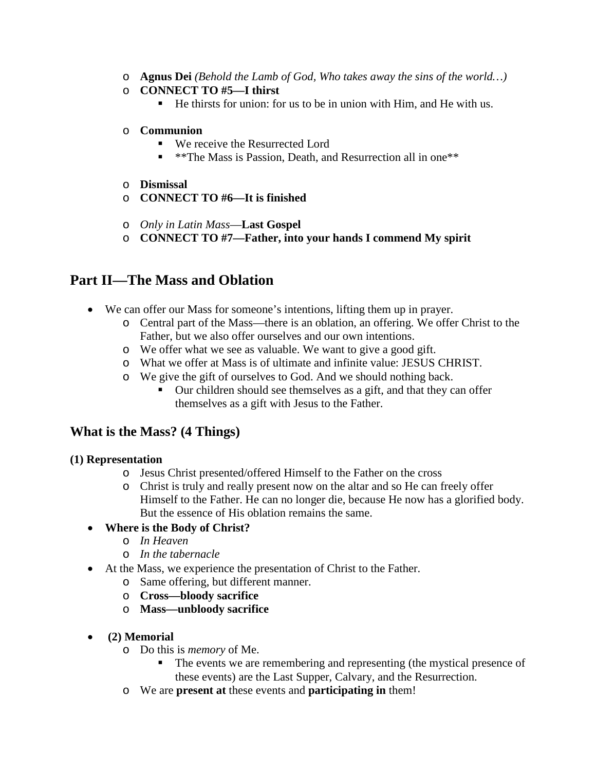- **Agnus Dei** *(Behold the Lamb of God, Who takes away the sins of the world…)*
- **CONNECT TO #5—I thirst**
    - He thirsts for union: for us to be in union with Him, and He with us.

- **Communion**
    - We receive the Resurrected Lord
    - **The Mass is Passion, Death, and Resurrection all in one**

- **Dismissal**
- **CONNECT TO #6—It is finished**

- *Only in Latin Mass*—**Last Gospel**
- **CONNECT TO #7—Father, into your hands I commend My spirit**

## Part II—The Mass and Oblation

- We can offer our Mass for someone's intentions, lifting them up in prayer.
    - Central part of the Mass—there is an oblation, an offering. We offer Christ to the Father, but we also offer ourselves and our own intentions.
    - We offer what we see as valuable. We want to give a good gift.
    - What we offer at Mass is of ultimate and infinite value: JESUS CHRIST.
    - We give the gift of ourselves to God. And we should nothing back.
        - Our children should see themselves as a gift, and that they can offer themselves as a gift with Jesus to the Father.

## What is the Mass? (4 Things)

#### (1) Representation

- Jesus Christ presented/offered Himself to the Father on the cross
- Christ is truly and really present now on the altar and so He can freely offer Himself to the Father. He can no longer die, because He now has a glorified body. But the essence of His oblation remains the same.

- **Where is the Body of Christ?**
    - *In Heaven*
    - *In the tabernacle*
- At the Mass, we experience the presentation of Christ to the Father.
    - Same offering, but different manner.
    - **Cross—bloody sacrifice**
    - **Mass—unbloody sacrifice**

- **(2) Memorial**
    - Do this is *memory* of Me.
        - The events we are remembering and representing (the mystical presence of these events) are the Last Supper, Calvary, and the Resurrection.
    - We are **present at** these events and **participating in** them!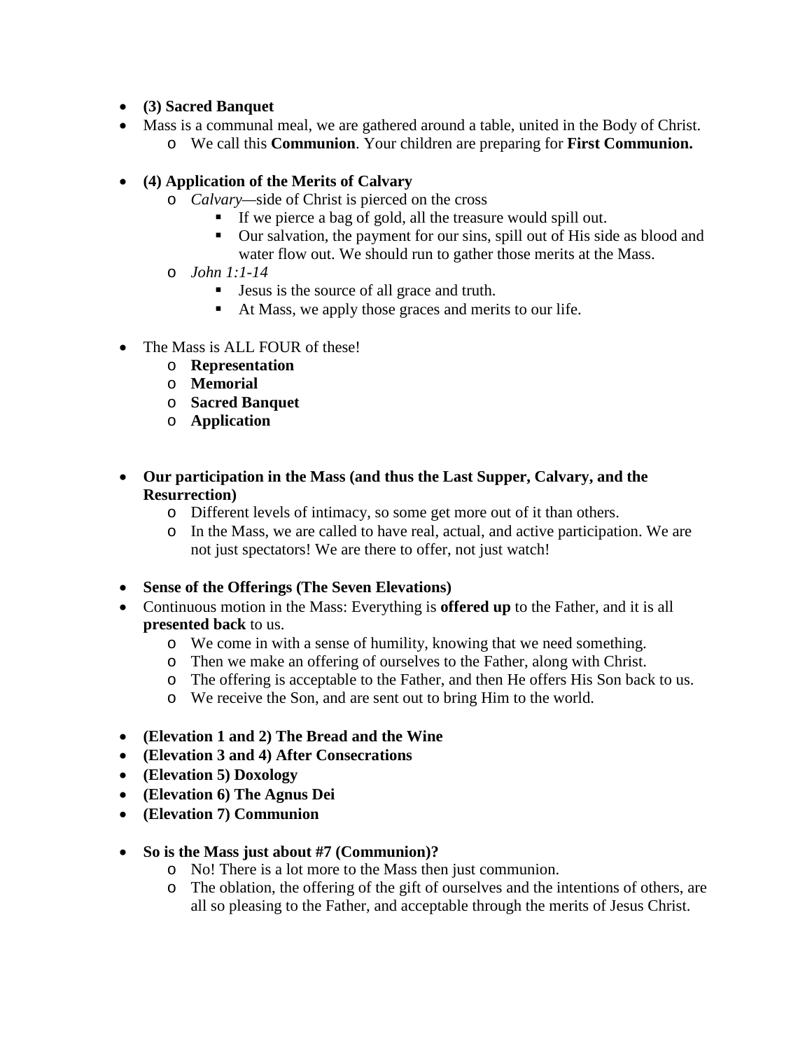- **(3) Sacred Banquet**
- Mass is a communal meal, we are gathered around a table, united in the Body of Christ.
  - We call this **Communion**. Your children are preparing for **First Communion.**

- **(4) Application of the Merits of Calvary**
  - *Calvary*—side of Christ is pierced on the cross
    - If we pierce a bag of gold, all the treasure would spill out.
    - Our salvation, the payment for our sins, spill out of His side as blood and water flow out. We should run to gather those merits at the Mass.
  - *John 1:1-14*
    - Jesus is the source of all grace and truth.
    - At Mass, we apply those graces and merits to our life.

- The Mass is ALL FOUR of these!
  - **Representation**
  - **Memorial**
  - **Sacred Banquet**
  - **Application**

- **Our participation in the Mass (and thus the Last Supper, Calvary, and the Resurrection)**
  - Different levels of intimacy, so some get more out of it than others.
  - In the Mass, we are called to have real, actual, and active participation. We are not just spectators! We are there to offer, not just watch!

- **Sense of the Offerings (The Seven Elevations)**
- Continuous motion in the Mass: Everything is **offered up** to the Father, and it is all **presented back** to us.
  - We come in with a sense of humility, knowing that we need something.
  - Then we make an offering of ourselves to the Father, along with Christ.
  - The offering is acceptable to the Father, and then He offers His Son back to us.
  - We receive the Son, and are sent out to bring Him to the world.

- **(Elevation 1 and 2) The Bread and the Wine**
- **(Elevation 3 and 4) After Consecrations**
- **(Elevation 5) Doxology**
- **(Elevation 6) The Agnus Dei**
- **(Elevation 7) Communion**

- **So is the Mass just about #7 (Communion)?**
  - No! There is a lot more to the Mass then just communion.
  - The oblation, the offering of the gift of ourselves and the intentions of others, are all so pleasing to the Father, and acceptable through the merits of Jesus Christ.